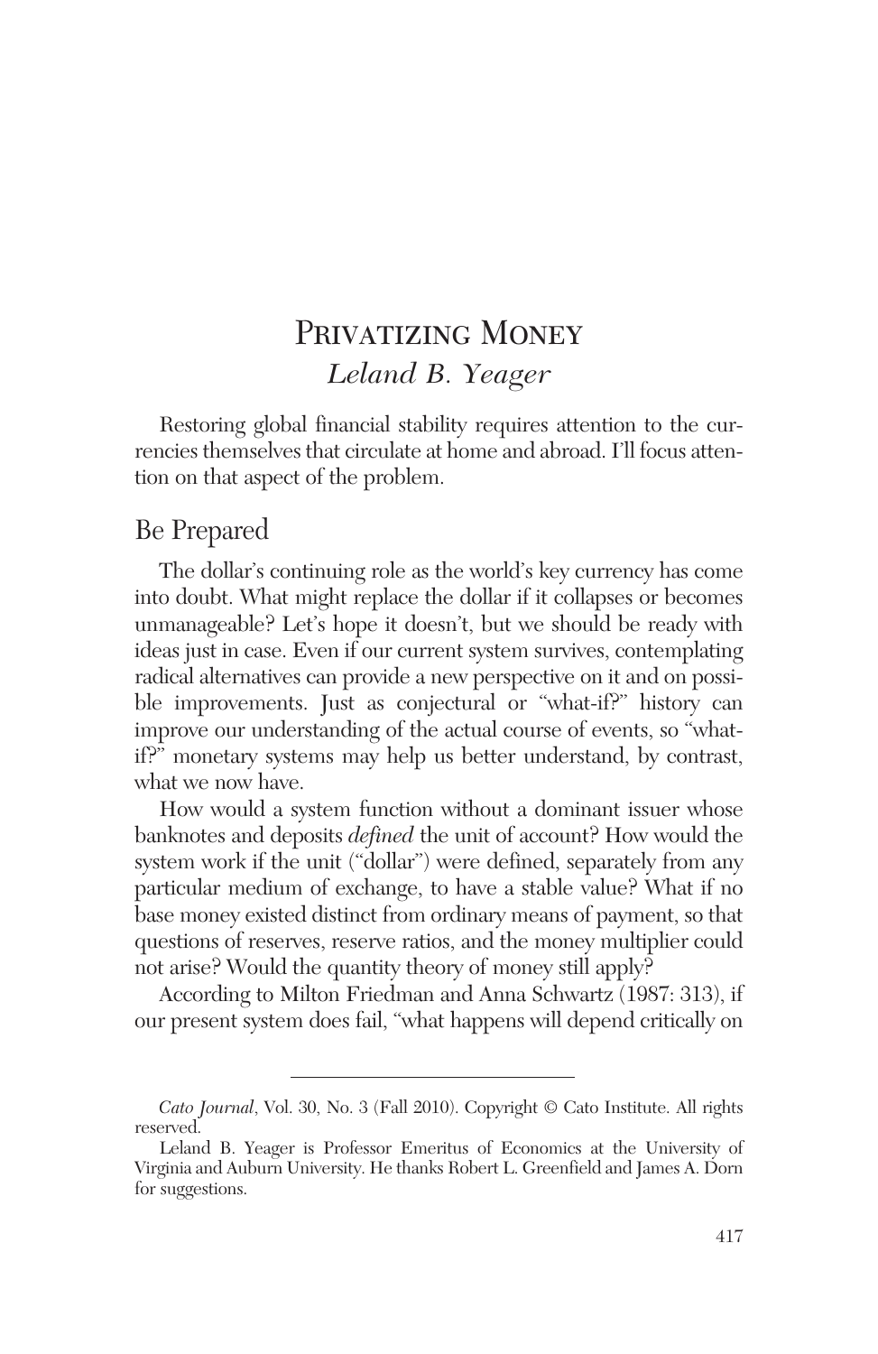# Privatizing Money

*Leland B. Yeager*

Restoring global financial stability requires attention to the currencies themselves that circulate at home and abroad. I'll focus attention on that aspect of the problem.

## Be Prepared

The dollar's continuing role as the world's key currency has come into doubt. What might replace the dollar if it collapses or becomes unmanageable? Let's hope it doesn't, but we should be ready with ideas just in case. Even if our current system survives, contemplating radical alternatives can provide a new perspective on it and on possible improvements. Just as conjectural or "what-if?" history can improve our understanding of the actual course of events, so "what-if?" monetary systems may help us better understand, by contrast, what we now have.

How would a system function without a dominant issuer whose banknotes and deposits *defined* the unit of account? How would the system work if the unit ("dollar") were defined, separately from any particular medium of exchange, to have a stable value? What if no base money existed distinct from ordinary means of payment, so that questions of reserves, reserve ratios, and the money multiplier could not arise? Would the quantity theory of money still apply?

According to Milton Friedman and Anna Schwartz (1987: 313), if our present system does fail, "what happens will depend critically on

---

*Cato Journal*, Vol. 30, No. 3 (Fall 2010). Copyright © Cato Institute. All rights reserved.

Leland B. Yeager is Professor Emeritus of Economics at the University of Virginia and Auburn University. He thanks Robert L. Greenfield and James A. Dorn for suggestions.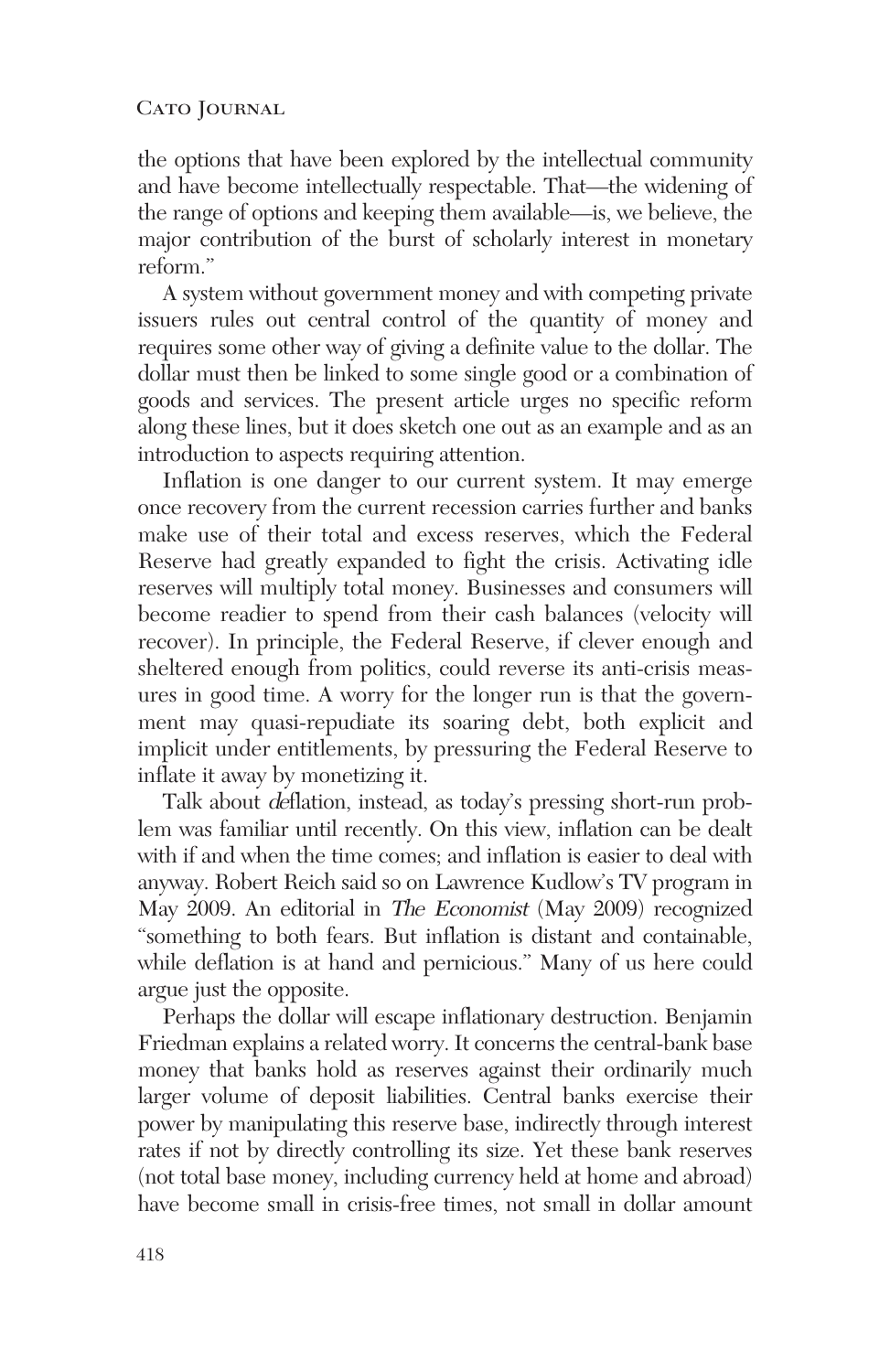the options that have been explored by the intellectual community and have become intellectually respectable. That—the widening of the range of options and keeping them available—is, we believe, the major contribution of the burst of scholarly interest in monetary reform."

A system without government money and with competing private issuers rules out central control of the quantity of money and requires some other way of giving a definite value to the dollar. The dollar must then be linked to some single good or a combination of goods and services. The present article urges no specific reform along these lines, but it does sketch one out as an example and as an introduction to aspects requiring attention.

Inflation is one danger to our current system. It may emerge once recovery from the current recession carries further and banks make use of their total and excess reserves, which the Federal Reserve had greatly expanded to fight the crisis. Activating idle reserves will multiply total money. Businesses and consumers will become readier to spend from their cash balances (velocity will recover). In principle, the Federal Reserve, if clever enough and sheltered enough from politics, could reverse its anti-crisis measures in good time. A worry for the longer run is that the government may quasi-repudiate its soaring debt, both explicit and implicit under entitlements, by pressuring the Federal Reserve to inflate it away by monetizing it.

Talk about *de*flation, instead, as today's pressing short-run problem was familiar until recently. On this view, inflation can be dealt with if and when the time comes; and inflation is easier to deal with anyway. Robert Reich said so on Lawrence Kudlow's TV program in May 2009. An editorial in *The Economist* (May 2009) recognized "something to both fears. But inflation is distant and containable, while deflation is at hand and pernicious." Many of us here could argue just the opposite.

Perhaps the dollar will escape inflationary destruction. Benjamin Friedman explains a related worry. It concerns the central-bank base money that banks hold as reserves against their ordinarily much larger volume of deposit liabilities. Central banks exercise their power by manipulating this reserve base, indirectly through interest rates if not by directly controlling its size. Yet these bank reserves (not total base money, including currency held at home and abroad) have become small in crisis-free times, not small in dollar amount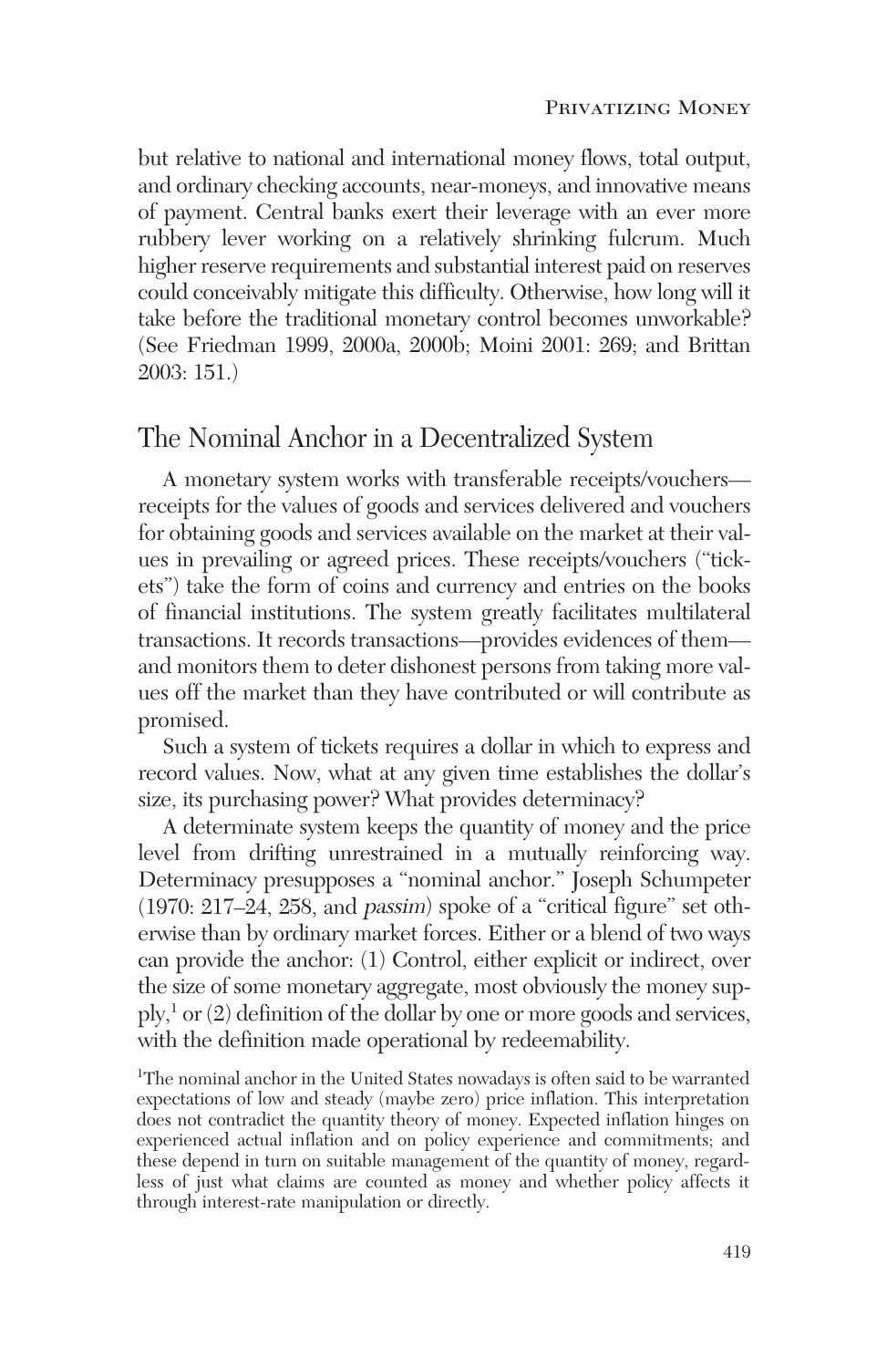but relative to national and international money flows, total output, and ordinary checking accounts, near-moneys, and innovative means of payment. Central banks exert their leverage with an ever more rubbery lever working on a relatively shrinking fulcrum. Much higher reserve requirements and substantial interest paid on reserves could conceivably mitigate this difficulty. Otherwise, how long will it take before the traditional monetary control becomes unworkable? (See Friedman 1999, 2000a, 2000b; Moini 2001: 269; and Brittan 2003: 151.)

## The Nominal Anchor in a Decentralized System

A monetary system works with transferable receipts/vouchers—receipts for the values of goods and services delivered and vouchers for obtaining goods and services available on the market at their values in prevailing or agreed prices. These receipts/vouchers ("tickets") take the form of coins and currency and entries on the books of financial institutions. The system greatly facilitates multilateral transactions. It records transactions—provides evidences of them—and monitors them to deter dishonest persons from taking more values off the market than they have contributed or will contribute as promised.

Such a system of tickets requires a dollar in which to express and record values. Now, what at any given time establishes the dollar's size, its purchasing power? What provides determinacy?

A determinate system keeps the quantity of money and the price level from drifting unrestrained in a mutually reinforcing way. Determinacy presupposes a "nominal anchor." Joseph Schumpeter (1970: 217–24, 258, and *passim*) spoke of a "critical figure" set otherwise than by ordinary market forces. Either or a blend of two ways can provide the anchor: (1) Control, either explicit or indirect, over the size of some monetary aggregate, most obviously the money supply,[1] or (2) definition of the dollar by one or more goods and services, with the definition made operational by redeemability.

[1]The nominal anchor in the United States nowadays is often said to be warranted expectations of low and steady (maybe zero) price inflation. This interpretation does not contradict the quantity theory of money. Expected inflation hinges on experienced actual inflation and on policy experience and commitments; and these depend in turn on suitable management of the quantity of money, regardless of just what claims are counted as money and whether policy affects it through interest-rate manipulation or directly.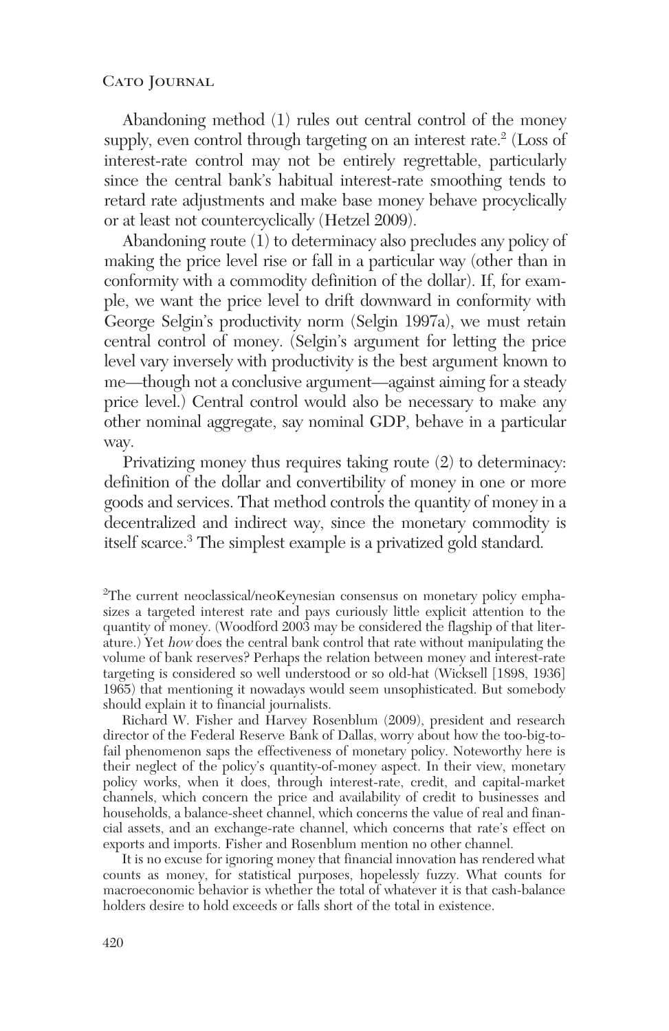Abandoning method (1) rules out central control of the money supply, even control through targeting on an interest rate.[2] (Loss of interest-rate control may not be entirely regrettable, particularly since the central bank's habitual interest-rate smoothing tends to retard rate adjustments and make base money behave procyclically or at least not countercyclically (Hetzel 2009).

Abandoning route (1) to determinacy also precludes any policy of making the price level rise or fall in a particular way (other than in conformity with a commodity definition of the dollar). If, for example, we want the price level to drift downward in conformity with George Selgin's productivity norm (Selgin 1997a), we must retain central control of money. (Selgin's argument for letting the price level vary inversely with productivity is the best argument known to me—though not a conclusive argument—against aiming for a steady price level.) Central control would also be necessary to make any other nominal aggregate, say nominal GDP, behave in a particular way.

Privatizing money thus requires taking route (2) to determinacy: definition of the dollar and convertibility of money in one or more goods and services. That method controls the quantity of money in a decentralized and indirect way, since the monetary commodity is itself scarce.[3] The simplest example is a privatized gold standard.

---

[2]The current neoclassical/neoKeynesian consensus on monetary policy emphasizes a targeted interest rate and pays curiously little explicit attention to the quantity of money. (Woodford 2003 may be considered the flagship of that literature.) Yet *how* does the central bank control that rate without manipulating the volume of bank reserves? Perhaps the relation between money and interest-rate targeting is considered so well understood or so old-hat (Wicksell [1898, 1936] 1965) that mentioning it nowadays would seem unsophisticated. But somebody should explain it to financial journalists.

Richard W. Fisher and Harvey Rosenblum (2009), president and research director of the Federal Reserve Bank of Dallas, worry about how the too-big-to-fail phenomenon saps the effectiveness of monetary policy. Noteworthy here is their neglect of the policy's quantity-of-money aspect. In their view, monetary policy works, when it does, through interest-rate, credit, and capital-market channels, which concern the price and availability of credit to businesses and households, a balance-sheet channel, which concerns the value of real and financial assets, and an exchange-rate channel, which concerns that rate's effect on exports and imports. Fisher and Rosenblum mention no other channel.

It is no excuse for ignoring money that financial innovation has rendered what counts as money, for statistical purposes, hopelessly fuzzy. What counts for macroeconomic behavior is whether the total of whatever it is that cash-balance holders desire to hold exceeds or falls short of the total in existence.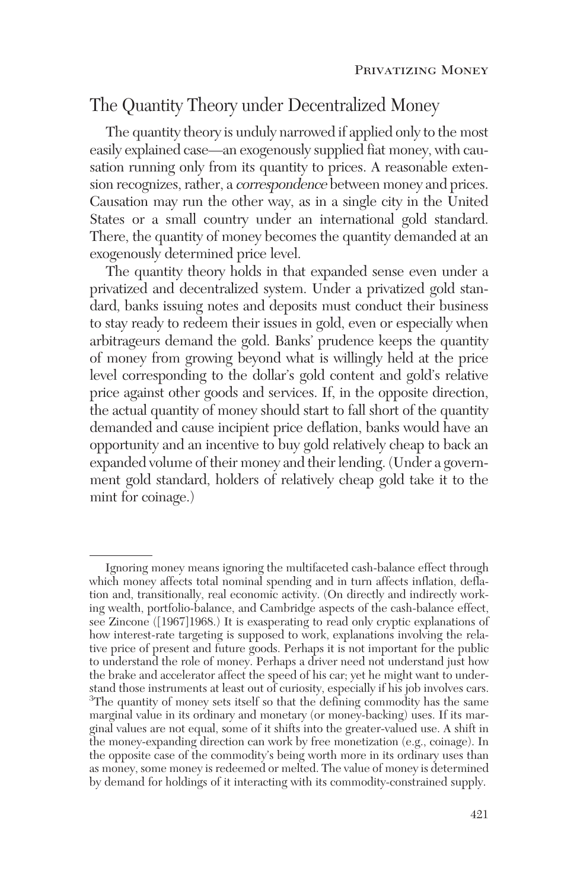## The Quantity Theory under Decentralized Money

The quantity theory is unduly narrowed if applied only to the most easily explained case—an exogenously supplied fiat money, with causation running only from its quantity to prices. A reasonable extension recognizes, rather, a *correspondence* between money and prices. Causation may run the other way, as in a single city in the United States or a small country under an international gold standard. There, the quantity of money becomes the quantity demanded at an exogenously determined price level.

The quantity theory holds in that expanded sense even under a privatized and decentralized system. Under a privatized gold standard, banks issuing notes and deposits must conduct their business to stay ready to redeem their issues in gold, even or especially when arbitrageurs demand the gold. Banks' prudence keeps the quantity of money from growing beyond what is willingly held at the price level corresponding to the dollar's gold content and gold's relative price against other goods and services. If, in the opposite direction, the actual quantity of money should start to fall short of the quantity demanded and cause incipient price deflation, banks would have an opportunity and an incentive to buy gold relatively cheap to back an expanded volume of their money and their lending. (Under a government gold standard, holders of relatively cheap gold take it to the mint for coinage.)

---

Ignoring money means ignoring the multifaceted cash-balance effect through which money affects total nominal spending and in turn affects inflation, deflation and, transitionally, real economic activity. (On directly and indirectly working wealth, portfolio-balance, and Cambridge aspects of the cash-balance effect, see Zincone ([1967]1968.) It is exasperating to read only cryptic explanations of how interest-rate targeting is supposed to work, explanations involving the relative price of present and future goods. Perhaps it is not important for the public to understand the role of money. Perhaps a driver need not understand just how the brake and accelerator affect the speed of his car; yet he might want to understand those instruments at least out of curiosity, especially if his job involves cars.

[3]The quantity of money sets itself so that the defining commodity has the same marginal value in its ordinary and monetary (or money-backing) uses. If its marginal values are not equal, some of it shifts into the greater-valued use. A shift in the money-expanding direction can work by free monetization (e.g., coinage). In the opposite case of the commodity's being worth more in its ordinary uses than as money, some money is redeemed or melted. The value of money is determined by demand for holdings of it interacting with its commodity-constrained supply.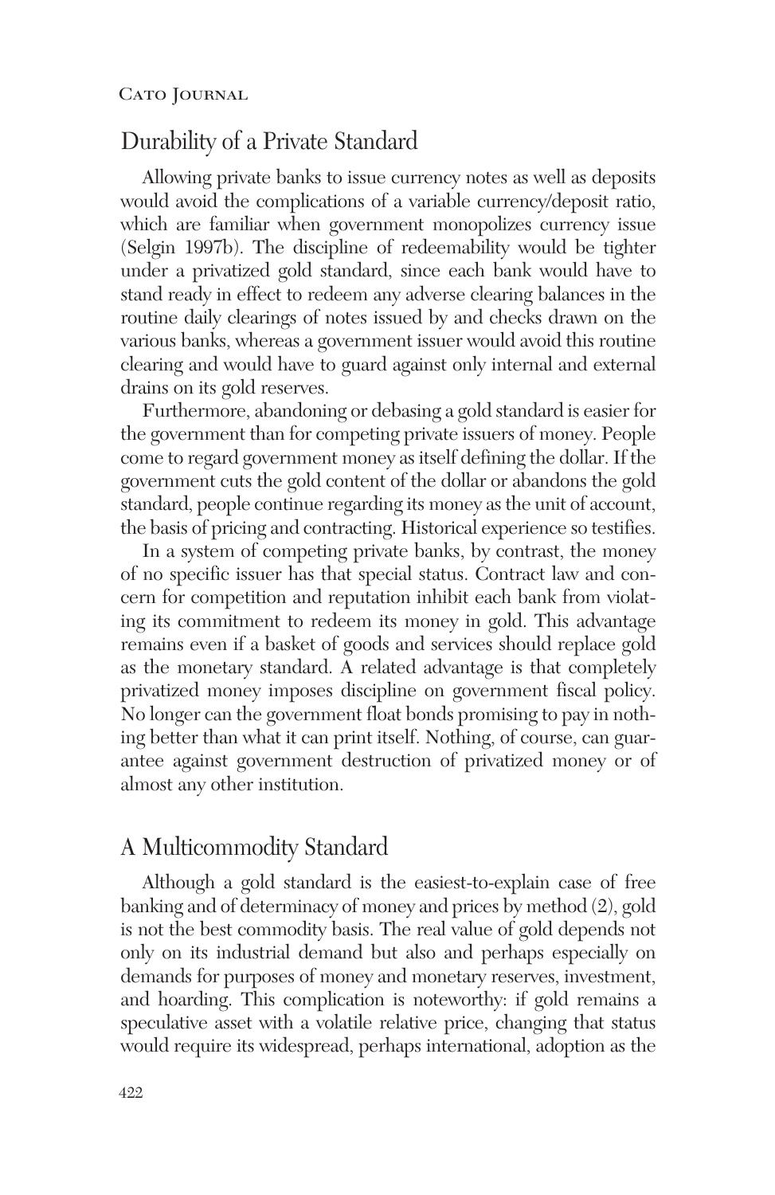## Durability of a Private Standard

Allowing private banks to issue currency notes as well as deposits would avoid the complications of a variable currency/deposit ratio, which are familiar when government monopolizes currency issue (Selgin 1997b). The discipline of redeemability would be tighter under a privatized gold standard, since each bank would have to stand ready in effect to redeem any adverse clearing balances in the routine daily clearings of notes issued by and checks drawn on the various banks, whereas a government issuer would avoid this routine clearing and would have to guard against only internal and external drains on its gold reserves.

Furthermore, abandoning or debasing a gold standard is easier for the government than for competing private issuers of money. People come to regard government money as itself defining the dollar. If the government cuts the gold content of the dollar or abandons the gold standard, people continue regarding its money as the unit of account, the basis of pricing and contracting. Historical experience so testifies.

In a system of competing private banks, by contrast, the money of no specific issuer has that special status. Contract law and concern for competition and reputation inhibit each bank from violating its commitment to redeem its money in gold. This advantage remains even if a basket of goods and services should replace gold as the monetary standard. A related advantage is that completely privatized money imposes discipline on government fiscal policy. No longer can the government float bonds promising to pay in nothing better than what it can print itself. Nothing, of course, can guarantee against government destruction of privatized money or of almost any other institution.

## A Multicommodity Standard

Although a gold standard is the easiest-to-explain case of free banking and of determinacy of money and prices by method (2), gold is not the best commodity basis. The real value of gold depends not only on its industrial demand but also and perhaps especially on demands for purposes of money and monetary reserves, investment, and hoarding. This complication is noteworthy: if gold remains a speculative asset with a volatile relative price, changing that status would require its widespread, perhaps international, adoption as the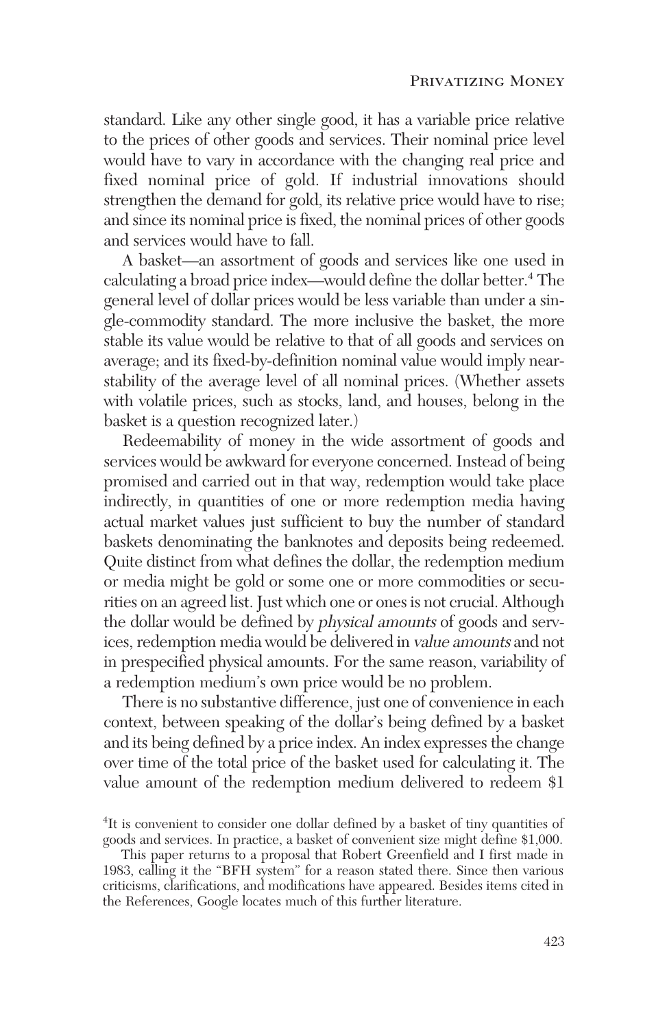standard. Like any other single good, it has a variable price relative to the prices of other goods and services. Their nominal price level would have to vary in accordance with the changing real price and fixed nominal price of gold. If industrial innovations should strengthen the demand for gold, its relative price would have to rise; and since its nominal price is fixed, the nominal prices of other goods and services would have to fall.

A basket—an assortment of goods and services like one used in calculating a broad price index—would define the dollar better.[4] The general level of dollar prices would be less variable than under a single-commodity standard. The more inclusive the basket, the more stable its value would be relative to that of all goods and services on average; and its fixed-by-definition nominal value would imply near-stability of the average level of all nominal prices. (Whether assets with volatile prices, such as stocks, land, and houses, belong in the basket is a question recognized later.)

Redeemability of money in the wide assortment of goods and services would be awkward for everyone concerned. Instead of being promised and carried out in that way, redemption would take place indirectly, in quantities of one or more redemption media having actual market values just sufficient to buy the number of standard baskets denominating the banknotes and deposits being redeemed. Quite distinct from what defines the dollar, the redemption medium or media might be gold or some one or more commodities or securities on an agreed list. Just which one or ones is not crucial. Although the dollar would be defined by *physical amounts* of goods and services, redemption media would be delivered in *value amounts* and not in prespecified physical amounts. For the same reason, variability of a redemption medium's own price would be no problem.

There is no substantive difference, just one of convenience in each context, between speaking of the dollar's being defined by a basket and its being defined by a price index. An index expresses the change over time of the total price of the basket used for calculating it. The value amount of the redemption medium delivered to redeem $1

[4]It is convenient to consider one dollar defined by a basket of tiny quantities of goods and services. In practice, a basket of convenient size might define $1,000.

This paper returns to a proposal that Robert Greenfield and I first made in 1983, calling it the "BFH system" for a reason stated there. Since then various criticisms, clarifications, and modifications have appeared. Besides items cited in the References, Google locates much of this further literature.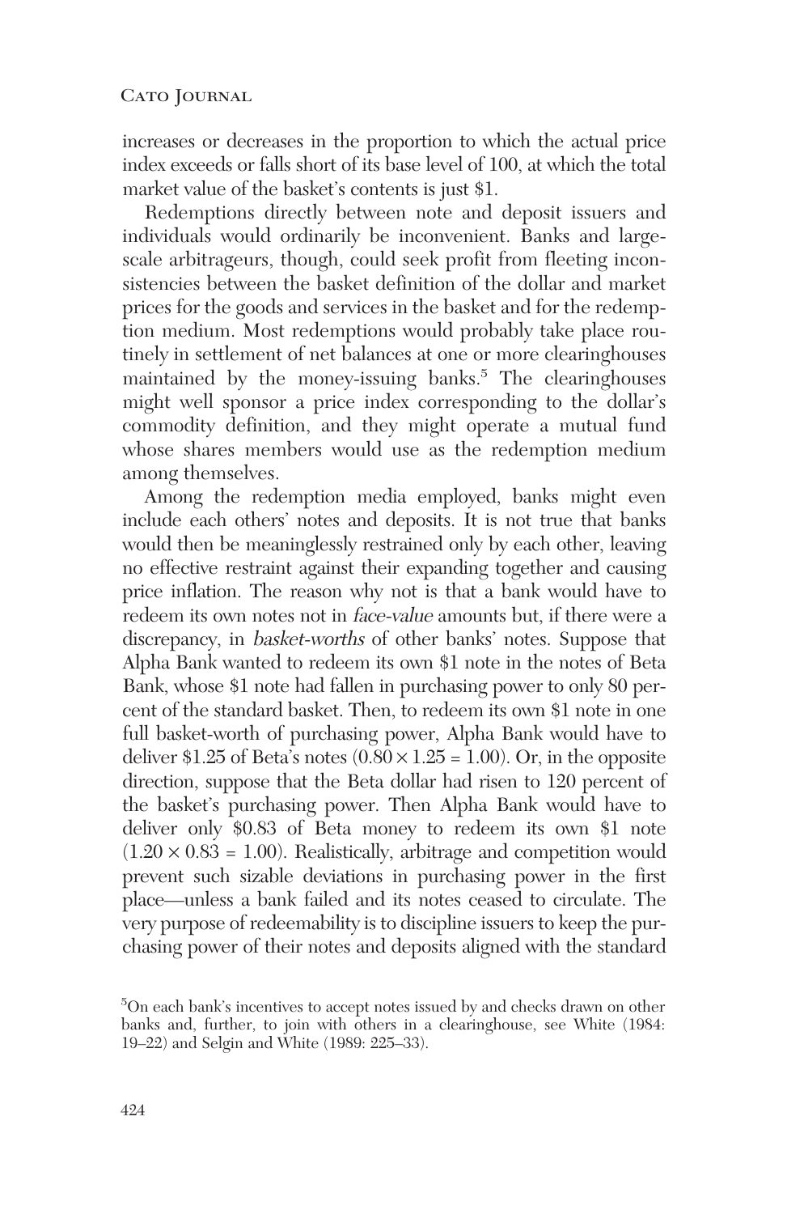increases or decreases in the proportion to which the actual price index exceeds or falls short of its base level of 100, at which the total market value of the basket's contents is just $1.

Redemptions directly between note and deposit issuers and individuals would ordinarily be inconvenient. Banks and large-scale arbitrageurs, though, could seek profit from fleeting inconsistencies between the basket definition of the dollar and market prices for the goods and services in the basket and for the redemption medium. Most redemptions would probably take place routinely in settlement of net balances at one or more clearinghouses maintained by the money-issuing banks.[5] The clearinghouses might well sponsor a price index corresponding to the dollar's commodity definition, and they might operate a mutual fund whose shares members would use as the redemption medium among themselves.

Among the redemption media employed, banks might even include each others' notes and deposits. It is not true that banks would then be meaninglessly restrained only by each other, leaving no effective restraint against their expanding together and causing price inflation. The reason why not is that a bank would have to redeem its own notes not in *face-value* amounts but, if there were a discrepancy, in *basket-worths* of other banks' notes. Suppose that Alpha Bank wanted to redeem its own $1 note in the notes of Beta Bank, whose $1 note had fallen in purchasing power to only 80 percent of the standard basket. Then, to redeem its own $1 note in one full basket-worth of purchasing power, Alpha Bank would have to deliver $1.25 of Beta's notes ($0.80 \times 1.25 = 1.00$). Or, in the opposite direction, suppose that the Beta dollar had risen to 120 percent of the basket's purchasing power. Then Alpha Bank would have to deliver only $0.83 of Beta money to redeem its own $1 note ($1.20 \times 0.83 = 1.00$). Realistically, arbitrage and competition would prevent such sizable deviations in purchasing power in the first place—unless a bank failed and its notes ceased to circulate. The very purpose of redeemability is to discipline issuers to keep the purchasing power of their notes and deposits aligned with the standard

[5] On each bank's incentives to accept notes issued by and checks drawn on other banks and, further, to join with others in a clearinghouse, see White (1984: 19–22) and Selgin and White (1989: 225–33).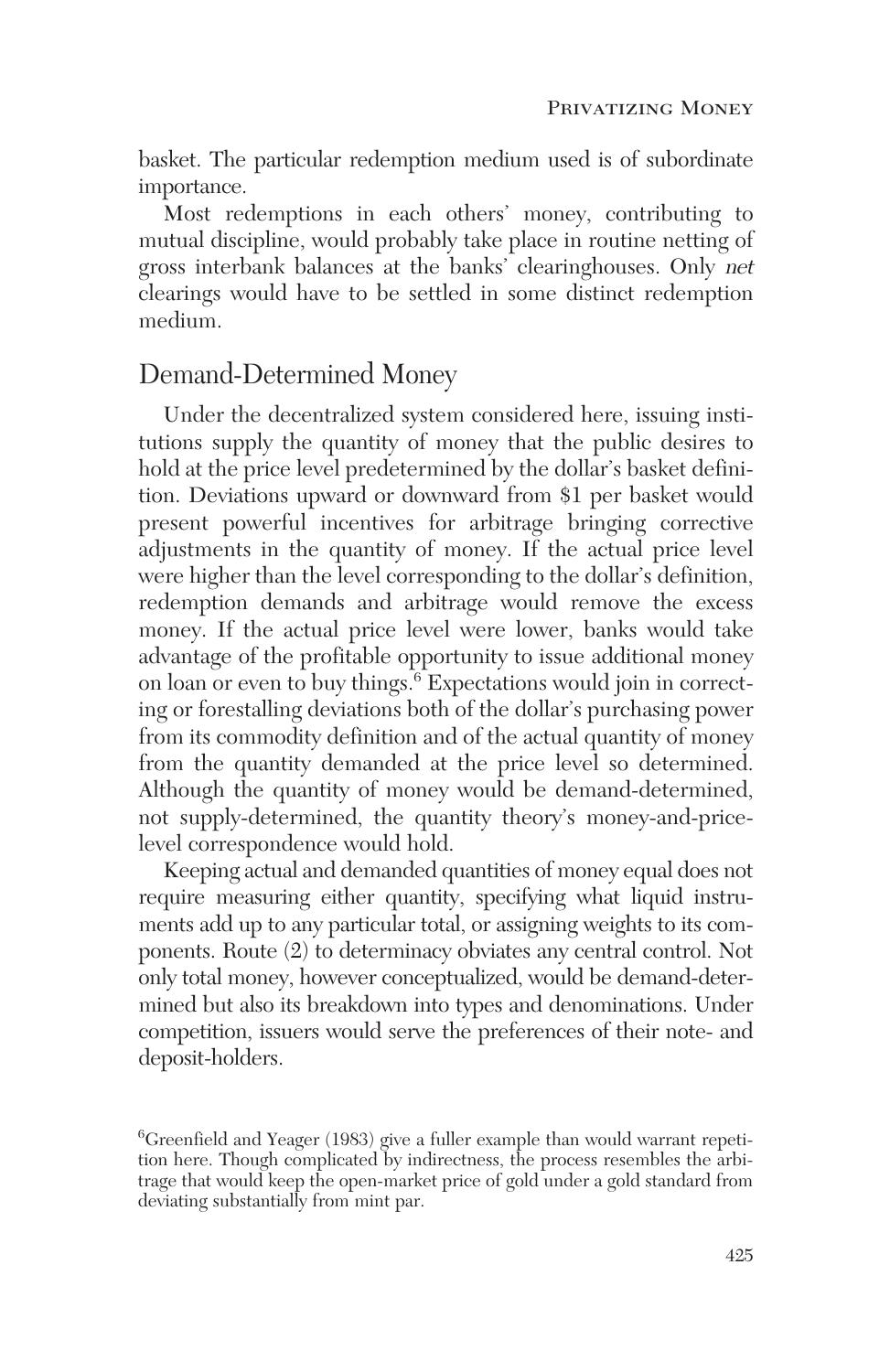basket. The particular redemption medium used is of subordinate importance.

Most redemptions in each others' money, contributing to mutual discipline, would probably take place in routine netting of gross interbank balances at the banks' clearinghouses. Only *net* clearings would have to be settled in some distinct redemption medium.

## Demand-Determined Money

Under the decentralized system considered here, issuing institutions supply the quantity of money that the public desires to hold at the price level predetermined by the dollar's basket definition. Deviations upward or downward from $1 per basket would present powerful incentives for arbitrage bringing corrective adjustments in the quantity of money. If the actual price level were higher than the level corresponding to the dollar's definition, redemption demands and arbitrage would remove the excess money. If the actual price level were lower, banks would take advantage of the profitable opportunity to issue additional money on loan or even to buy things.[6] Expectations would join in correcting or forestalling deviations both of the dollar's purchasing power from its commodity definition and of the actual quantity of money from the quantity demanded at the price level so determined. Although the quantity of money would be demand-determined, not supply-determined, the quantity theory's money-and-price-level correspondence would hold.

Keeping actual and demanded quantities of money equal does not require measuring either quantity, specifying what liquid instruments add up to any particular total, or assigning weights to its components. Route (2) to determinacy obviates any central control. Not only total money, however conceptualized, would be demand-determined but also its breakdown into types and denominations. Under competition, issuers would serve the preferences of their note- and deposit-holders.

[6] Greenfield and Yeager (1983) give a fuller example than would warrant repetition here. Though complicated by indirectness, the process resembles the arbitrage that would keep the open-market price of gold under a gold standard from deviating substantially from mint par.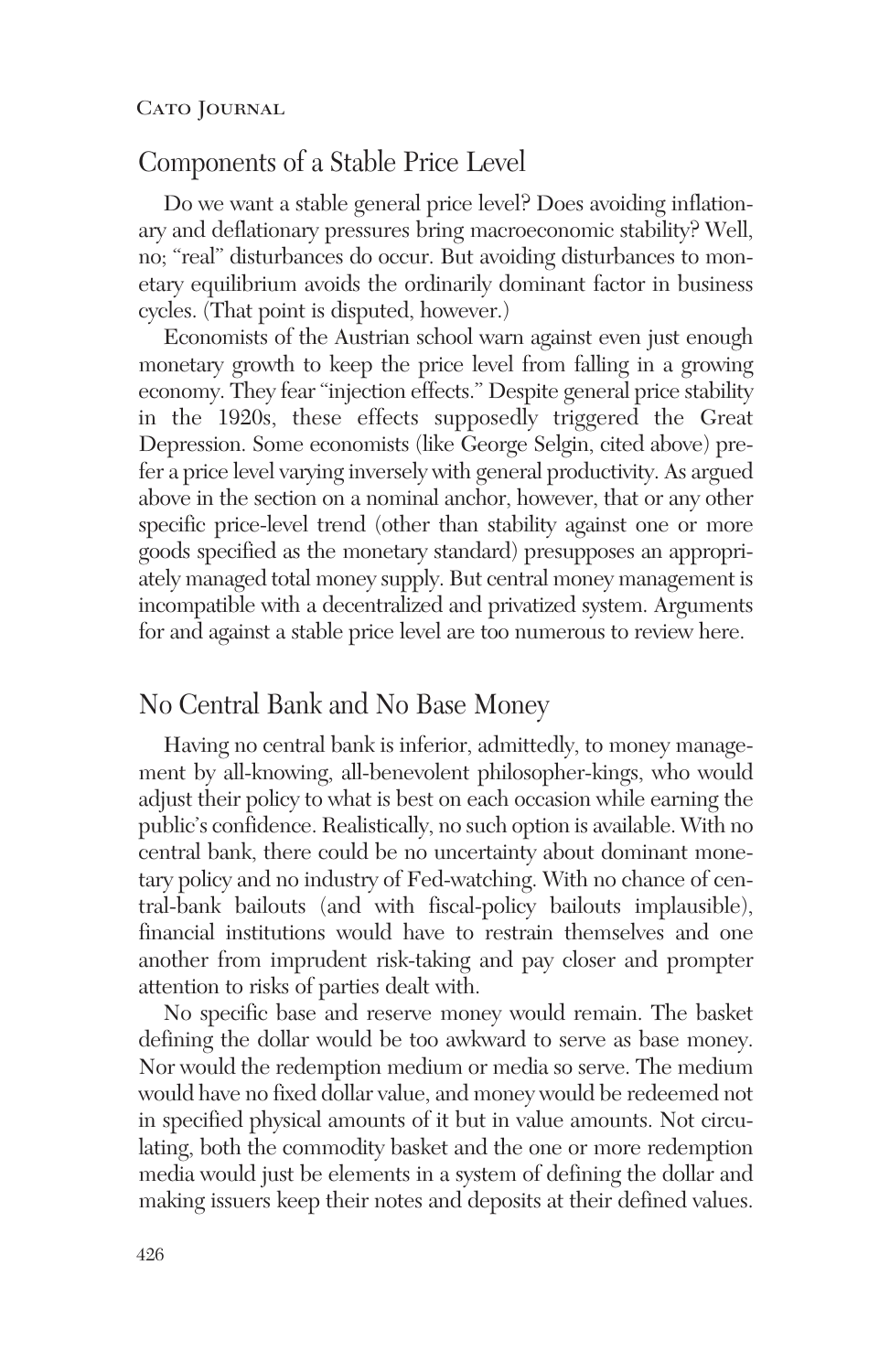## Components of a Stable Price Level

Do we want a stable general price level? Does avoiding inflationary and deflationary pressures bring macroeconomic stability? Well, no; "real" disturbances do occur. But avoiding disturbances to monetary equilibrium avoids the ordinarily dominant factor in business cycles. (That point is disputed, however.)

Economists of the Austrian school warn against even just enough monetary growth to keep the price level from falling in a growing economy. They fear "injection effects." Despite general price stability in the 1920s, these effects supposedly triggered the Great Depression. Some economists (like George Selgin, cited above) prefer a price level varying inversely with general productivity. As argued above in the section on a nominal anchor, however, that or any other specific price-level trend (other than stability against one or more goods specified as the monetary standard) presupposes an appropriately managed total money supply. But central money management is incompatible with a decentralized and privatized system. Arguments for and against a stable price level are too numerous to review here.

## No Central Bank and No Base Money

Having no central bank is inferior, admittedly, to money management by all-knowing, all-benevolent philosopher-kings, who would adjust their policy to what is best on each occasion while earning the public's confidence. Realistically, no such option is available. With no central bank, there could be no uncertainty about dominant monetary policy and no industry of Fed-watching. With no chance of central-bank bailouts (and with fiscal-policy bailouts implausible), financial institutions would have to restrain themselves and one another from imprudent risk-taking and pay closer and prompter attention to risks of parties dealt with.

No specific base and reserve money would remain. The basket defining the dollar would be too awkward to serve as base money. Nor would the redemption medium or media so serve. The medium would have no fixed dollar value, and money would be redeemed not in specified physical amounts of it but in value amounts. Not circulating, both the commodity basket and the one or more redemption media would just be elements in a system of defining the dollar and making issuers keep their notes and deposits at their defined values.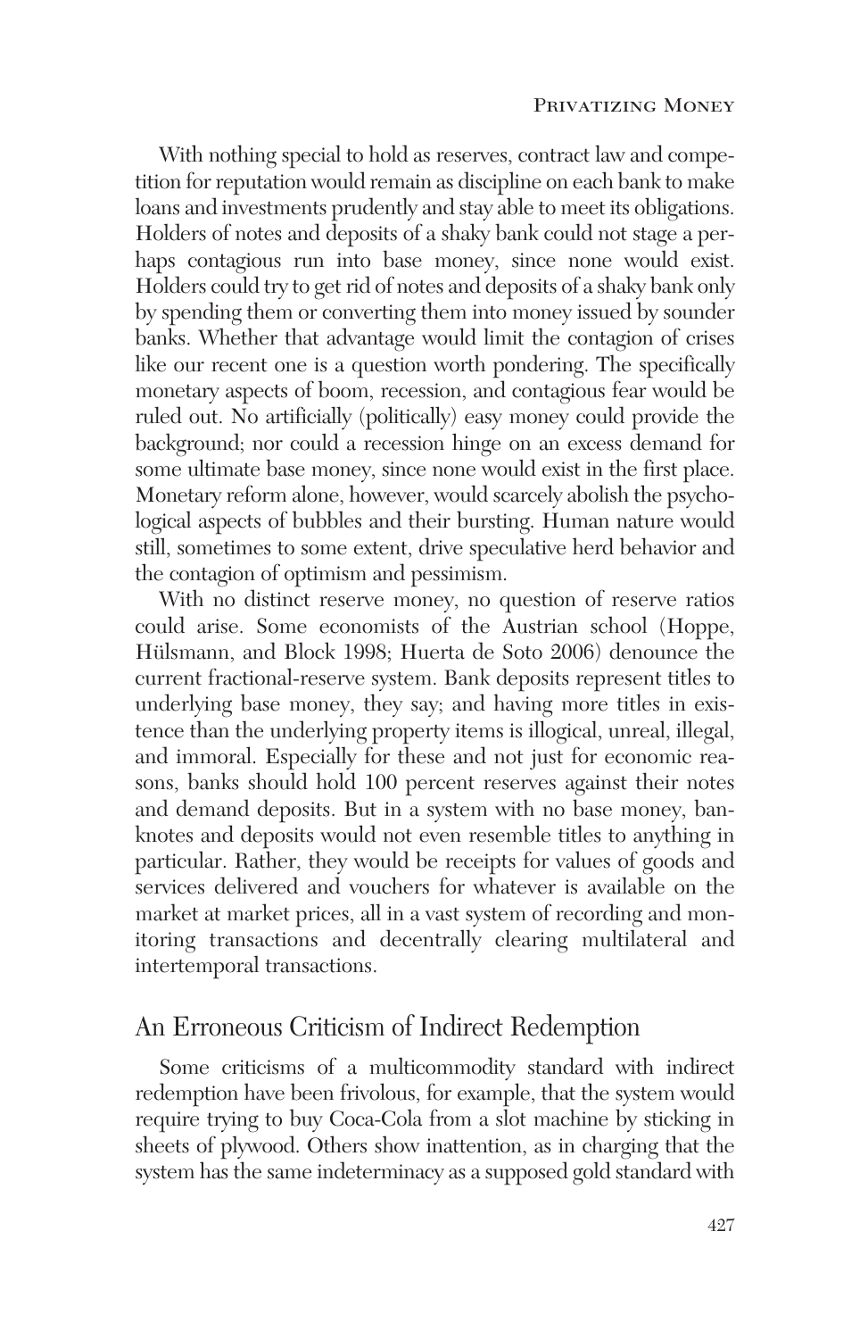With nothing special to hold as reserves, contract law and competition for reputation would remain as discipline on each bank to make loans and investments prudently and stay able to meet its obligations. Holders of notes and deposits of a shaky bank could not stage a perhaps contagious run into base money, since none would exist. Holders could try to get rid of notes and deposits of a shaky bank only by spending them or converting them into money issued by sounder banks. Whether that advantage would limit the contagion of crises like our recent one is a question worth pondering. The specifically monetary aspects of boom, recession, and contagious fear would be ruled out. No artificially (politically) easy money could provide the background; nor could a recession hinge on an excess demand for some ultimate base money, since none would exist in the first place. Monetary reform alone, however, would scarcely abolish the psychological aspects of bubbles and their bursting. Human nature would still, sometimes to some extent, drive speculative herd behavior and the contagion of optimism and pessimism.

With no distinct reserve money, no question of reserve ratios could arise. Some economists of the Austrian school (Hoppe, Hülsmann, and Block 1998; Huerta de Soto 2006) denounce the current fractional-reserve system. Bank deposits represent titles to underlying base money, they say; and having more titles in existence than the underlying property items is illogical, unreal, illegal, and immoral. Especially for these and not just for economic reasons, banks should hold 100 percent reserves against their notes and demand deposits. But in a system with no base money, banknotes and deposits would not even resemble titles to anything in particular. Rather, they would be receipts for values of goods and services delivered and vouchers for whatever is available on the market at market prices, all in a vast system of recording and monitoring transactions and decentrally clearing multilateral and intertemporal transactions.

## An Erroneous Criticism of Indirect Redemption

Some criticisms of a multicommodity standard with indirect redemption have been frivolous, for example, that the system would require trying to buy Coca-Cola from a slot machine by sticking in sheets of plywood. Others show inattention, as in charging that the system has the same indeterminacy as a supposed gold standard with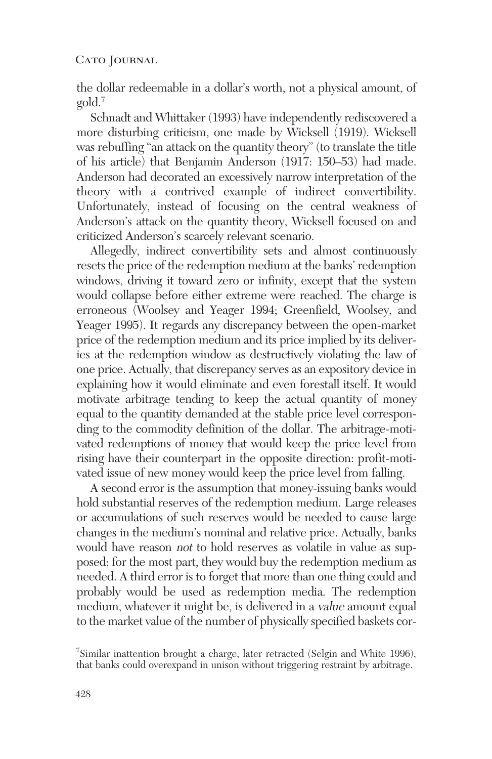the dollar redeemable in a dollar's worth, not a physical amount, of gold.[7]

Schnadt and Whittaker (1993) have independently rediscovered a more disturbing criticism, one made by Wicksell (1919). Wicksell was rebuffing "an attack on the quantity theory" (to translate the title of his article) that Benjamin Anderson (1917: 150–53) had made. Anderson had decorated an excessively narrow interpretation of the theory with a contrived example of indirect convertibility. Unfortunately, instead of focusing on the central weakness of Anderson's attack on the quantity theory, Wicksell focused on and criticized Anderson's scarcely relevant scenario.

Allegedly, indirect convertibility sets and almost continuously resets the price of the redemption medium at the banks' redemption windows, driving it toward zero or infinity, except that the system would collapse before either extreme were reached. The charge is erroneous (Woolsey and Yeager 1994; Greenfield, Woolsey, and Yeager 1995). It regards any discrepancy between the open-market price of the redemption medium and its price implied by its deliveries at the redemption window as destructively violating the law of one price. Actually, that discrepancy serves as an expository device in explaining how it would eliminate and even forestall itself. It would motivate arbitrage tending to keep the actual quantity of money equal to the quantity demanded at the stable price level corresponding to the commodity definition of the dollar. The arbitrage-motivated redemptions of money that would keep the price level from rising have their counterpart in the opposite direction: profit-motivated issue of new money would keep the price level from falling.

A second error is the assumption that money-issuing banks would hold substantial reserves of the redemption medium. Large releases or accumulations of such reserves would be needed to cause large changes in the medium's nominal and relative price. Actually, banks would have reason *not* to hold reserves as volatile in value as supposed; for the most part, they would buy the redemption medium as needed. A third error is to forget that more than one thing could and probably would be used as redemption media. The redemption medium, whatever it might be, is delivered in a *value* amount equal to the market value of the number of physically specified baskets cor-

[7]Similar inattention brought a charge, later retracted (Selgin and White 1996), that banks could overexpand in unison without triggering restraint by arbitrage.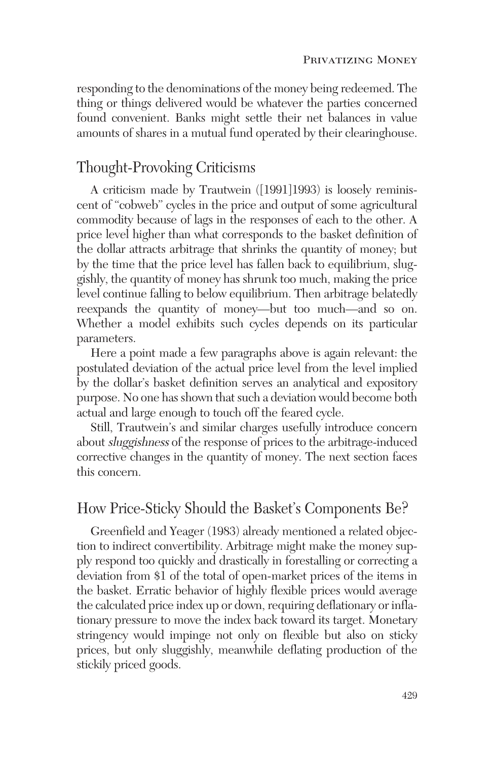responding to the denominations of the money being redeemed. The thing or things delivered would be whatever the parties concerned found convenient. Banks might settle their net balances in value amounts of shares in a mutual fund operated by their clearinghouse.

## Thought-Provoking Criticisms

A criticism made by Trautwein ([1991]1993) is loosely reminiscent of "cobweb" cycles in the price and output of some agricultural commodity because of lags in the responses of each to the other. A price level higher than what corresponds to the basket definition of the dollar attracts arbitrage that shrinks the quantity of money; but by the time that the price level has fallen back to equilibrium, sluggishly, the quantity of money has shrunk too much, making the price level continue falling to below equilibrium. Then arbitrage belatedly reexpands the quantity of money—but too much—and so on. Whether a model exhibits such cycles depends on its particular parameters.

Here a point made a few paragraphs above is again relevant: the postulated deviation of the actual price level from the level implied by the dollar's basket definition serves an analytical and expository purpose. No one has shown that such a deviation would become both actual and large enough to touch off the feared cycle.

Still, Trautwein's and similar charges usefully introduce concern about *sluggishness* of the response of prices to the arbitrage-induced corrective changes in the quantity of money. The next section faces this concern.

## How Price-Sticky Should the Basket's Components Be?

Greenfield and Yeager (1983) already mentioned a related objection to indirect convertibility. Arbitrage might make the money supply respond too quickly and drastically in forestalling or correcting a deviation from $1 of the total of open-market prices of the items in the basket. Erratic behavior of highly flexible prices would average the calculated price index up or down, requiring deflationary or inflationary pressure to move the index back toward its target. Monetary stringency would impinge not only on flexible but also on sticky prices, but only sluggishly, meanwhile deflating production of the stickily priced goods.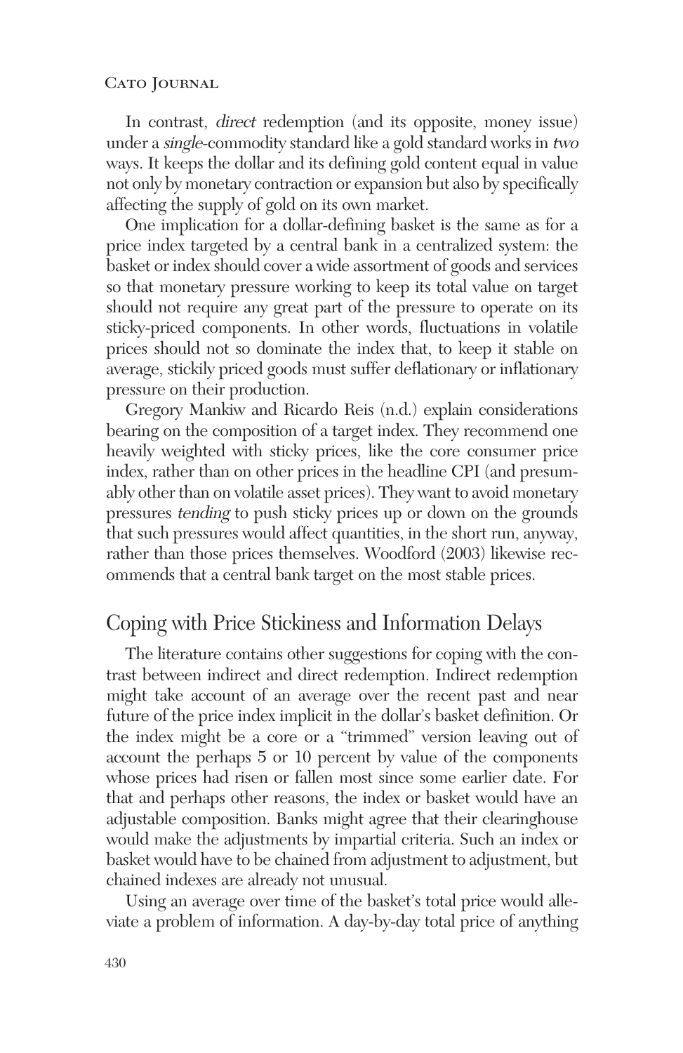In contrast, *direct* redemption (and its opposite, money issue) under a *single*-commodity standard like a gold standard works in *two* ways. It keeps the dollar and its defining gold content equal in value not only by monetary contraction or expansion but also by specifically affecting the supply of gold on its own market.

One implication for a dollar-defining basket is the same as for a price index targeted by a central bank in a centralized system: the basket or index should cover a wide assortment of goods and services so that monetary pressure working to keep its total value on target should not require any great part of the pressure to operate on its sticky-priced components. In other words, fluctuations in volatile prices should not so dominate the index that, to keep it stable on average, stickily priced goods must suffer deflationary or inflationary pressure on their production.

Gregory Mankiw and Ricardo Reis (n.d.) explain considerations bearing on the composition of a target index. They recommend one heavily weighted with sticky prices, like the core consumer price index, rather than on other prices in the headline CPI (and presumably other than on volatile asset prices). They want to avoid monetary pressures *tending* to push sticky prices up or down on the grounds that such pressures would affect quantities, in the short run, anyway, rather than those prices themselves. Woodford (2003) likewise recommends that a central bank target on the most stable prices.

## Coping with Price Stickiness and Information Delays

The literature contains other suggestions for coping with the contrast between indirect and direct redemption. Indirect redemption might take account of an average over the recent past and near future of the price index implicit in the dollar's basket definition. Or the index might be a core or a "trimmed" version leaving out of account the perhaps 5 or 10 percent by value of the components whose prices had risen or fallen most since some earlier date. For that and perhaps other reasons, the index or basket would have an adjustable composition. Banks might agree that their clearinghouse would make the adjustments by impartial criteria. Such an index or basket would have to be chained from adjustment to adjustment, but chained indexes are already not unusual.

Using an average over time of the basket's total price would alleviate a problem of information. A day-by-day total price of anything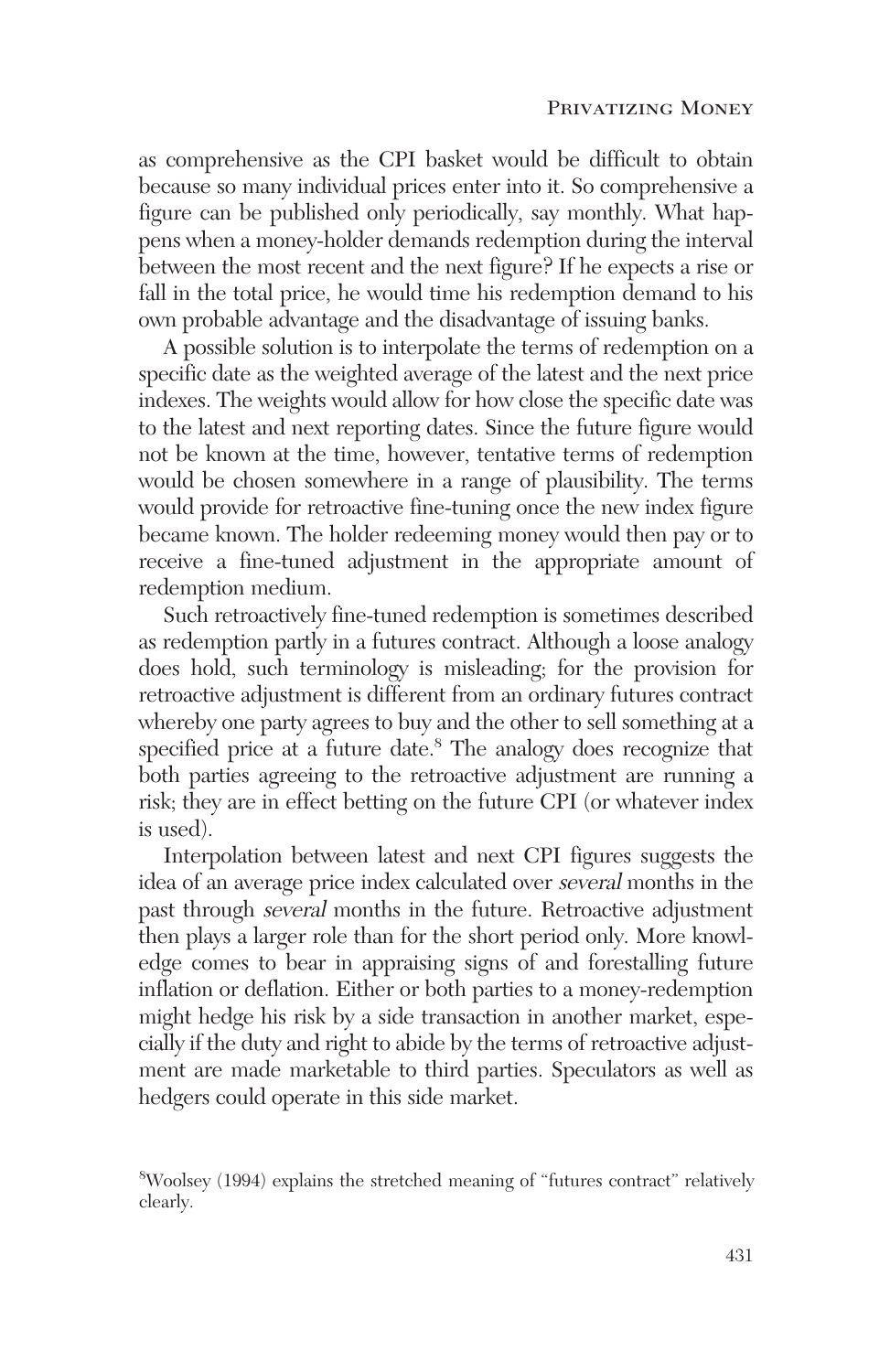as comprehensive as the CPI basket would be difficult to obtain because so many individual prices enter into it. So comprehensive a figure can be published only periodically, say monthly. What happens when a money-holder demands redemption during the interval between the most recent and the next figure? If he expects a rise or fall in the total price, he would time his redemption demand to his own probable advantage and the disadvantage of issuing banks.

A possible solution is to interpolate the terms of redemption on a specific date as the weighted average of the latest and the next price indexes. The weights would allow for how close the specific date was to the latest and next reporting dates. Since the future figure would not be known at the time, however, tentative terms of redemption would be chosen somewhere in a range of plausibility. The terms would provide for retroactive fine-tuning once the new index figure became known. The holder redeeming money would then pay or to receive a fine-tuned adjustment in the appropriate amount of redemption medium.

Such retroactively fine-tuned redemption is sometimes described as redemption partly in a futures contract. Although a loose analogy does hold, such terminology is misleading; for the provision for retroactive adjustment is different from an ordinary futures contract whereby one party agrees to buy and the other to sell something at a specified price at a future date.[8] The analogy does recognize that both parties agreeing to the retroactive adjustment are running a risk; they are in effect betting on the future CPI (or whatever index is used).

Interpolation between latest and next CPI figures suggests the idea of an average price index calculated over *several* months in the past through *several* months in the future. Retroactive adjustment then plays a larger role than for the short period only. More knowledge comes to bear in appraising signs of and forestalling future inflation or deflation. Either or both parties to a money-redemption might hedge his risk by a side transaction in another market, especially if the duty and right to abide by the terms of retroactive adjustment are made marketable to third parties. Speculators as well as hedgers could operate in this side market.

[8] Woolsey (1994) explains the stretched meaning of "futures contract" relatively clearly.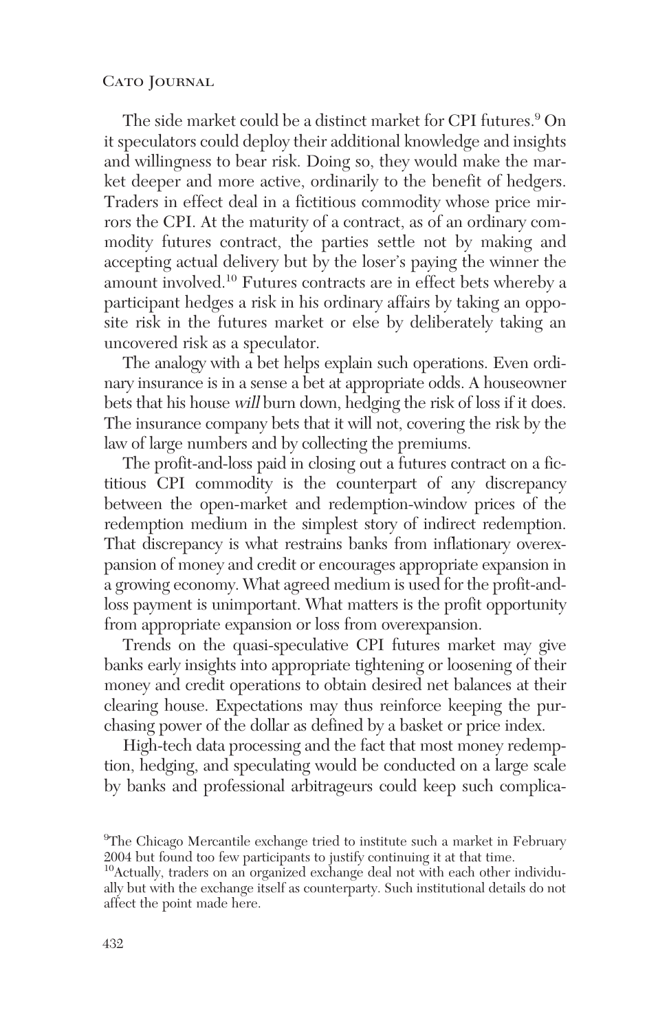The side market could be a distinct market for CPI futures.[9] On it speculators could deploy their additional knowledge and insights and willingness to bear risk. Doing so, they would make the market deeper and more active, ordinarily to the benefit of hedgers. Traders in effect deal in a fictitious commodity whose price mirrors the CPI. At the maturity of a contract, as of an ordinary commodity futures contract, the parties settle not by making and accepting actual delivery but by the loser's paying the winner the amount involved.[10] Futures contracts are in effect bets whereby a participant hedges a risk in his ordinary affairs by taking an opposite risk in the futures market or else by deliberately taking an uncovered risk as a speculator.

The analogy with a bet helps explain such operations. Even ordinary insurance is in a sense a bet at appropriate odds. A houseowner bets that his house *will* burn down, hedging the risk of loss if it does. The insurance company bets that it will not, covering the risk by the law of large numbers and by collecting the premiums.

The profit-and-loss paid in closing out a futures contract on a fictitious CPI commodity is the counterpart of any discrepancy between the open-market and redemption-window prices of the redemption medium in the simplest story of indirect redemption. That discrepancy is what restrains banks from inflationary overexpansion of money and credit or encourages appropriate expansion in a growing economy. What agreed medium is used for the profit-and-loss payment is unimportant. What matters is the profit opportunity from appropriate expansion or loss from overexpansion.

Trends on the quasi-speculative CPI futures market may give banks early insights into appropriate tightening or loosening of their money and credit operations to obtain desired net balances at their clearing house. Expectations may thus reinforce keeping the purchasing power of the dollar as defined by a basket or price index.

High-tech data processing and the fact that most money redemption, hedging, and speculating would be conducted on a large scale by banks and professional arbitrageurs could keep such complica-

---

[9]The Chicago Mercantile exchange tried to institute such a market in February 2004 but found too few participants to justify continuing it at that time.

[10]Actually, traders on an organized exchange deal not with each other individually but with the exchange itself as counterparty. Such institutional details do not affect the point made here.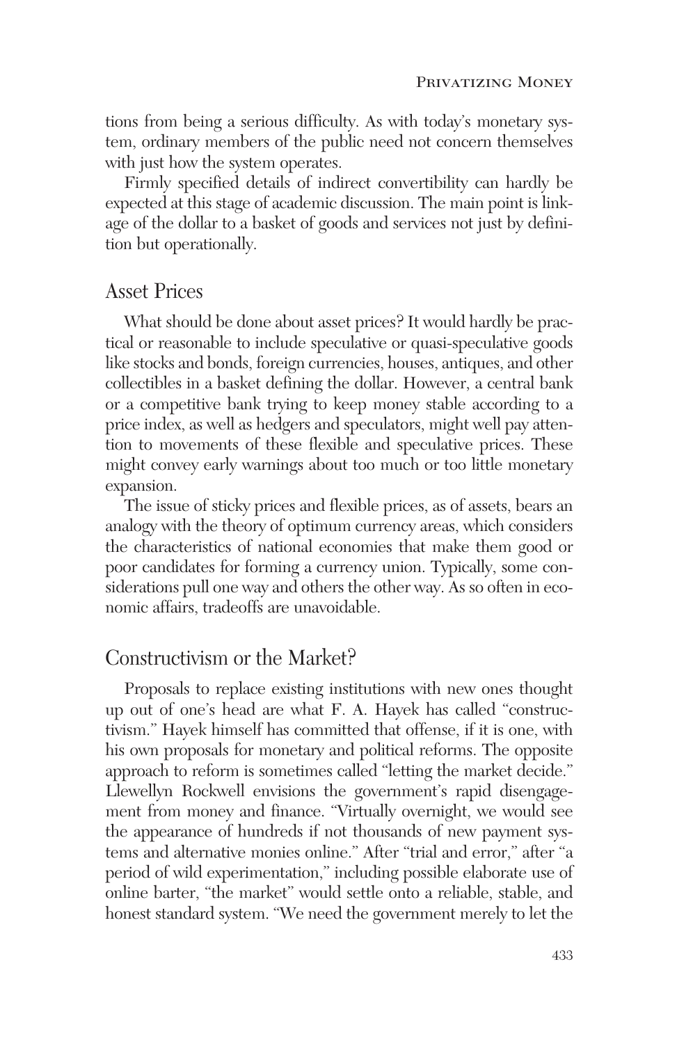tions from being a serious difficulty. As with today's monetary system, ordinary members of the public need not concern themselves with just how the system operates.

Firmly specified details of indirect convertibility can hardly be expected at this stage of academic discussion. The main point is linkage of the dollar to a basket of goods and services not just by definition but operationally.

## Asset Prices

What should be done about asset prices? It would hardly be practical or reasonable to include speculative or quasi-speculative goods like stocks and bonds, foreign currencies, houses, antiques, and other collectibles in a basket defining the dollar. However, a central bank or a competitive bank trying to keep money stable according to a price index, as well as hedgers and speculators, might well pay attention to movements of these flexible and speculative prices. These might convey early warnings about too much or too little monetary expansion.

The issue of sticky prices and flexible prices, as of assets, bears an analogy with the theory of optimum currency areas, which considers the characteristics of national economies that make them good or poor candidates for forming a currency union. Typically, some considerations pull one way and others the other way. As so often in economic affairs, tradeoffs are unavoidable.

## Constructivism or the Market?

Proposals to replace existing institutions with new ones thought up out of one's head are what F. A. Hayek has called "constructivism." Hayek himself has committed that offense, if it is one, with his own proposals for monetary and political reforms. The opposite approach to reform is sometimes called "letting the market decide." Llewellyn Rockwell envisions the government's rapid disengagement from money and finance. "Virtually overnight, we would see the appearance of hundreds if not thousands of new payment systems and alternative monies online." After "trial and error," after "a period of wild experimentation," including possible elaborate use of online barter, "the market" would settle onto a reliable, stable, and honest standard system. "We need the government merely to let the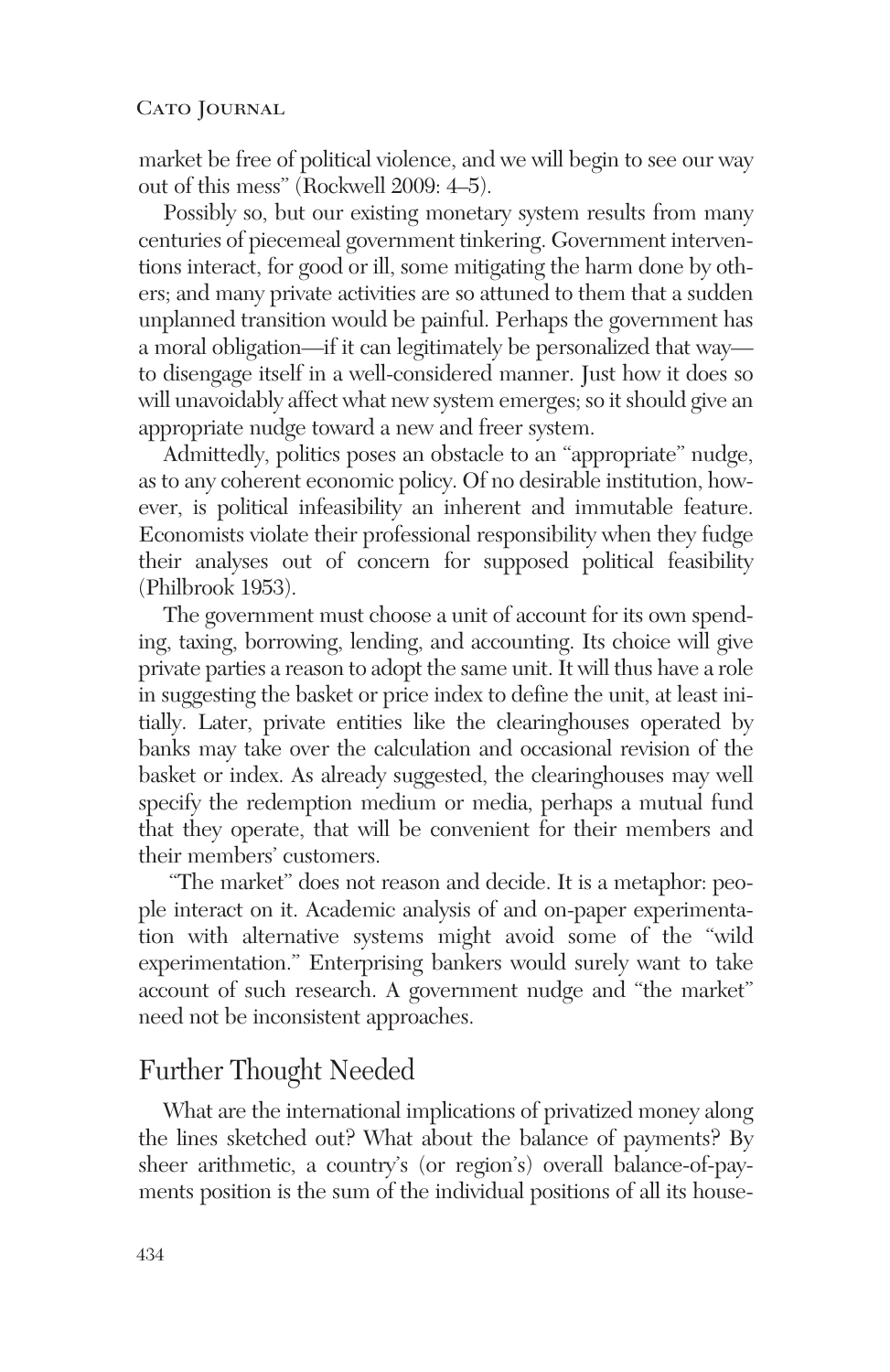market be free of political violence, and we will begin to see our way out of this mess" (Rockwell 2009: 4–5).

Possibly so, but our existing monetary system results from many centuries of piecemeal government tinkering. Government interventions interact, for good or ill, some mitigating the harm done by others; and many private activities are so attuned to them that a sudden unplanned transition would be painful. Perhaps the government has a moral obligation—if it can legitimately be personalized that way—to disengage itself in a well-considered manner. Just how it does so will unavoidably affect what new system emerges; so it should give an appropriate nudge toward a new and freer system.

Admittedly, politics poses an obstacle to an "appropriate" nudge, as to any coherent economic policy. Of no desirable institution, however, is political infeasibility an inherent and immutable feature. Economists violate their professional responsibility when they fudge their analyses out of concern for supposed political feasibility (Philbrook 1953).

The government must choose a unit of account for its own spending, taxing, borrowing, lending, and accounting. Its choice will give private parties a reason to adopt the same unit. It will thus have a role in suggesting the basket or price index to define the unit, at least initially. Later, private entities like the clearinghouses operated by banks may take over the calculation and occasional revision of the basket or index. As already suggested, the clearinghouses may well specify the redemption medium or media, perhaps a mutual fund that they operate, that will be convenient for their members and their members' customers.

"The market" does not reason and decide. It is a metaphor: people interact on it. Academic analysis of and on-paper experimentation with alternative systems might avoid some of the "wild experimentation." Enterprising bankers would surely want to take account of such research. A government nudge and "the market" need not be inconsistent approaches.

## Further Thought Needed

What are the international implications of privatized money along the lines sketched out? What about the balance of payments? By sheer arithmetic, a country's (or region's) overall balance-of-payments position is the sum of the individual positions of all its house-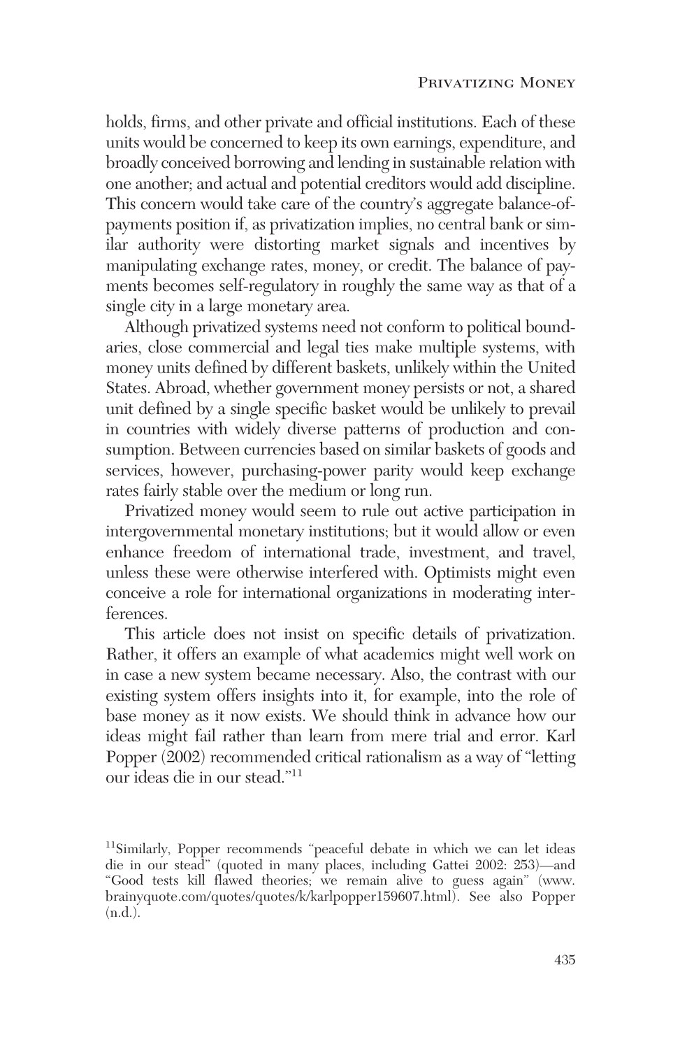holds, firms, and other private and official institutions. Each of these units would be concerned to keep its own earnings, expenditure, and broadly conceived borrowing and lending in sustainable relation with one another; and actual and potential creditors would add discipline. This concern would take care of the country's aggregate balance-of-payments position if, as privatization implies, no central bank or similar authority were distorting market signals and incentives by manipulating exchange rates, money, or credit. The balance of payments becomes self-regulatory in roughly the same way as that of a single city in a large monetary area.

Although privatized systems need not conform to political boundaries, close commercial and legal ties make multiple systems, with money units defined by different baskets, unlikely within the United States. Abroad, whether government money persists or not, a shared unit defined by a single specific basket would be unlikely to prevail in countries with widely diverse patterns of production and consumption. Between currencies based on similar baskets of goods and services, however, purchasing-power parity would keep exchange rates fairly stable over the medium or long run.

Privatized money would seem to rule out active participation in intergovernmental monetary institutions; but it would allow or even enhance freedom of international trade, investment, and travel, unless these were otherwise interfered with. Optimists might even conceive a role for international organizations in moderating interferences.

This article does not insist on specific details of privatization. Rather, it offers an example of what academics might well work on in case a new system became necessary. Also, the contrast with our existing system offers insights into it, for example, into the role of base money as it now exists. We should think in advance how our ideas might fail rather than learn from mere trial and error. Karl Popper (2002) recommended critical rationalism as a way of "letting our ideas die in our stead."[11]

[11]Similarly, Popper recommends "peaceful debate in which we can let ideas die in our stead" (quoted in many places, including Gattei 2002: 253)—and "Good tests kill flawed theories; we remain alive to guess again" (www.brainyquote.com/quotes/quotes/k/karlpopper159607.html). See also Popper (n.d.).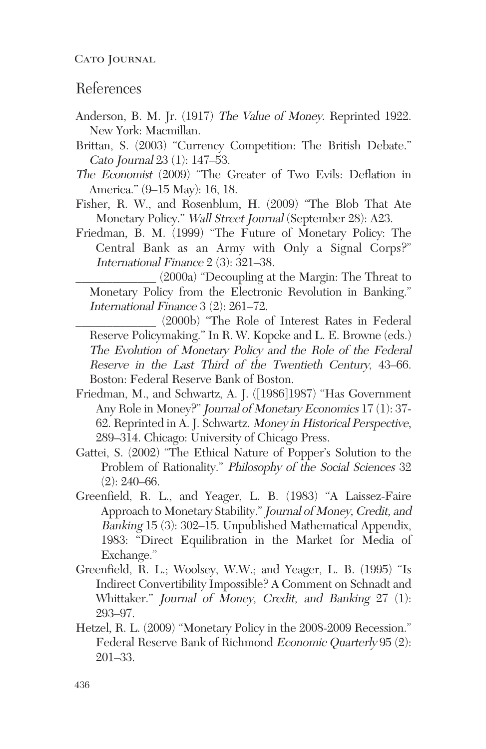## References

Anderson, B. M. Jr. (1917) *The Value of Money*. Reprinted 1922. New York: Macmillan.

Brittan, S. (2003) "Currency Competition: The British Debate." *Cato Journal* 23 (1): 147–53.

*The Economist* (2009) "The Greater of Two Evils: Deflation in America." (9–15 May): 16, 18.

Fisher, R. W., and Rosenblum, H. (2009) "The Blob That Ate Monetary Policy." *Wall Street Journal* (September 28): A23.

Friedman, B. M. (1999) "The Future of Monetary Policy: The Central Bank as an Army with Only a Signal Corps?" *International Finance* 2 (3): 321–38.

\_\_\_\_\_\_\_\_\_\_\_\_\_ (2000a) "Decoupling at the Margin: The Threat to Monetary Policy from the Electronic Revolution in Banking." *International Finance* 3 (2): 261–72.

\_\_\_\_\_\_\_\_\_\_\_\_\_ (2000b) "The Role of Interest Rates in Federal Reserve Policymaking." In R. W. Kopcke and L. E. Browne (eds.) *The Evolution of Monetary Policy and the Role of the Federal Reserve in the Last Third of the Twentieth Century*, 43–66. Boston: Federal Reserve Bank of Boston.

Friedman, M., and Schwartz, A. J. ([1986]1987) "Has Government Any Role in Money?" *Journal of Monetary Economics* 17 (1): 37-62. Reprinted in A. J. Schwartz. *Money in Historical Perspective*, 289–314. Chicago: University of Chicago Press.

Gattei, S. (2002) "The Ethical Nature of Popper's Solution to the Problem of Rationality." *Philosophy of the Social Sciences* 32 (2): 240–66.

Greenfield, R. L., and Yeager, L. B. (1983) "A Laissez-Faire Approach to Monetary Stability." *Journal of Money, Credit, and Banking* 15 (3): 302–15. Unpublished Mathematical Appendix, 1983: "Direct Equilibration in the Market for Media of Exchange."

Greenfield, R. L.; Woolsey, W.W.; and Yeager, L. B. (1995) "Is Indirect Convertibility Impossible? A Comment on Schnadt and Whittaker." *Journal of Money, Credit, and Banking* 27 (1): 293–97.

Hetzel, R. L. (2009) "Monetary Policy in the 2008-2009 Recession." Federal Reserve Bank of Richmond *Economic Quarterly* 95 (2): 201–33.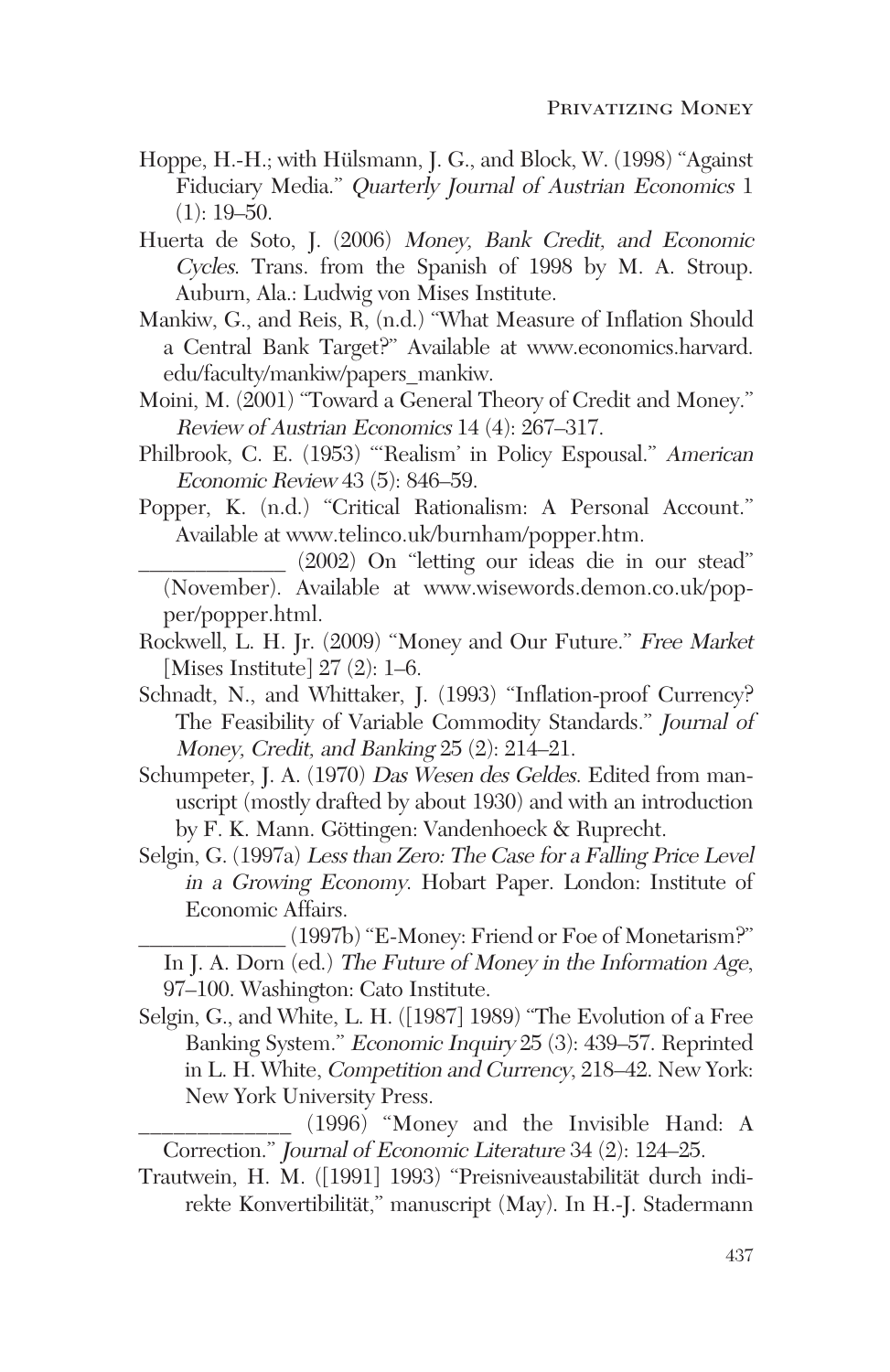Hoppe, H.-H.; with Hülsmann, J. G., and Block, W. (1998) "Against Fiduciary Media." *Quarterly Journal of Austrian Economics* 1 (1): 19–50.

Huerta de Soto, J. (2006) *Money, Bank Credit, and Economic Cycles*. Trans. from the Spanish of 1998 by M. A. Stroup. Auburn, Ala.: Ludwig von Mises Institute.

Mankiw, G., and Reis, R, (n.d.) "What Measure of Inflation Should a Central Bank Target?" Available at www.economics.harvard.edu/faculty/mankiw/papers_mankiw.

Moini, M. (2001) "Toward a General Theory of Credit and Money." *Review of Austrian Economics* 14 (4): 267–317.

Philbrook, C. E. (1953) "'Realism' in Policy Espousal." *American Economic Review* 43 (5): 846–59.

Popper, K. (n.d.) "Critical Rationalism: A Personal Account." Available at www.telinco.uk/burnham/popper.htm.

_____________ (2002) On "letting our ideas die in our stead" (November). Available at www.wisewords.demon.co.uk/popper/popper.html.

Rockwell, L. H. Jr. (2009) "Money and Our Future." *Free Market* [Mises Institute] 27 (2): 1–6.

Schnadt, N., and Whittaker, J. (1993) "Inflation-proof Currency? The Feasibility of Variable Commodity Standards." *Journal of Money, Credit, and Banking* 25 (2): 214–21.

Schumpeter, J. A. (1970) *Das Wesen des Geldes*. Edited from manuscript (mostly drafted by about 1930) and with an introduction by F. K. Mann. Göttingen: Vandenhoeck & Ruprecht.

Selgin, G. (1997a) *Less than Zero: The Case for a Falling Price Level in a Growing Economy*. Hobart Paper. London: Institute of Economic Affairs.

_____________ (1997b) "E-Money: Friend or Foe of Monetarism?" In J. A. Dorn (ed.) *The Future of Money in the Information Age*, 97–100. Washington: Cato Institute.

Selgin, G., and White, L. H. ([1987] 1989) "The Evolution of a Free Banking System." *Economic Inquiry* 25 (3): 439–57. Reprinted in L. H. White, *Competition and Currency*, 218–42. New York: New York University Press.

_____________ (1996) "Money and the Invisible Hand: A Correction." *Journal of Economic Literature* 34 (2): 124–25.

Trautwein, H. M. ([1991] 1993) "Preisniveaustabilität durch indirekte Konvertibilität," manuscript (May). In H.-J. Stadermann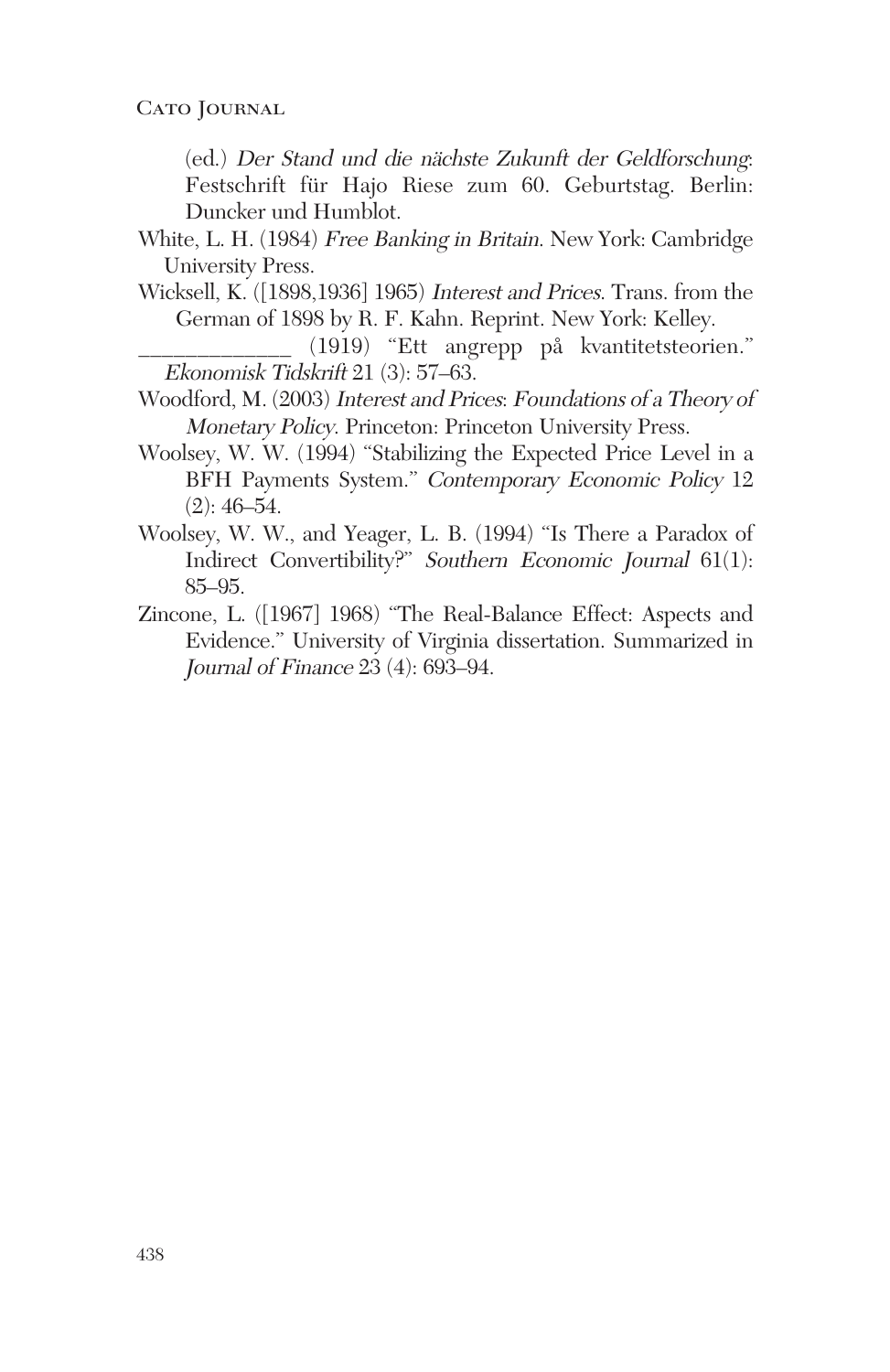(ed.) *Der Stand und die nächste Zukunft der Geldforschung*: Festschrift für Hajo Riese zum 60. Geburtstag. Berlin: Duncker und Humblot.

White, L. H. (1984) *Free Banking in Britain*. New York: Cambridge University Press.

Wicksell, K. ([1898,1936] 1965) *Interest and Prices*. Trans. from the German of 1898 by R. F. Kahn. Reprint. New York: Kelley.

_____________ (1919) "Ett angrepp på kvantitetsteorien." *Ekonomisk Tidskrift* 21 (3): 57–63.

Woodford, M. (2003) *Interest and Prices*: *Foundations of a Theory of Monetary Policy*. Princeton: Princeton University Press.

Woolsey, W. W. (1994) "Stabilizing the Expected Price Level in a BFH Payments System." *Contemporary Economic Policy* 12 (2): 46–54.

Woolsey, W. W., and Yeager, L. B. (1994) "Is There a Paradox of Indirect Convertibility?" *Southern Economic Journal* 61(1): 85–95.

Zincone, L. ([1967] 1968) "The Real-Balance Effect: Aspects and Evidence." University of Virginia dissertation. Summarized in *Journal of Finance* 23 (4): 693–94.